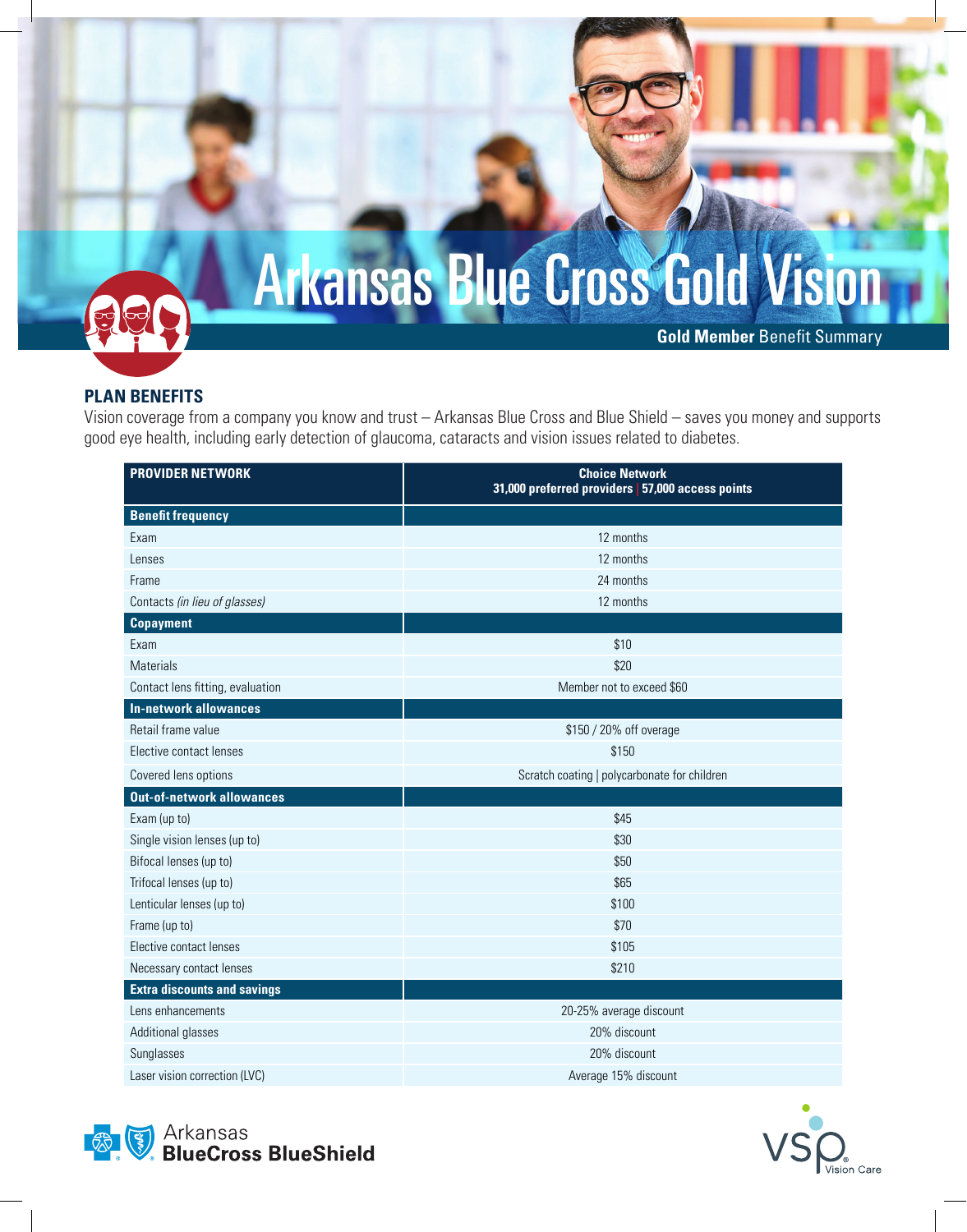# Arkansas Blue Cross Gold Vision

**Gold Member** Benefit Summary

## PLAN BENEFITS

Vision coverage from a company you know and trust – Arkansas Blue Cross and Blue Shield – saves you money and supports good eye health, including early detection of glaucoma, cataracts and vision issues related to diabetes.

| PROVIDER NETWORK | Choice Network<br>31,000 preferred providers \| 57,000 access points |
|---|---|
| **Benefit frequency** | |
| Exam | 12 months |
| Lenses | 12 months |
| Frame | 24 months |
| Contacts *(in lieu of glasses)* | 12 months |
| **Copayment** | |
| Exam | $10 |
| Materials | $20 |
| Contact lens fitting, evaluation | Member not to exceed $60 |
| **In-network allowances** | |
| Retail frame value | $150 / 20% off overage |
| Elective contact lenses | $150 |
| Covered lens options | Scratch coating \| polycarbonate for children |
| **Out-of-network allowances** | |
| Exam (up to) | $45 |
| Single vision lenses (up to) | $30 |
| Bifocal lenses (up to) | $50 |
| Trifocal lenses (up to) | $65 |
| Lenticular lenses (up to) | $100 |
| Frame (up to) | $70 |
| Elective contact lenses | $105 |
| Necessary contact lenses | $210 |
| **Extra discounts and savings** | |
| Lens enhancements | 20-25% average discount |
| Additional glasses | 20% discount |
| Sunglasses | 20% discount |
| Laser vision correction (LVC) | Average 15% discount |

Arkansas BlueCross BlueShield

VSP Vision Care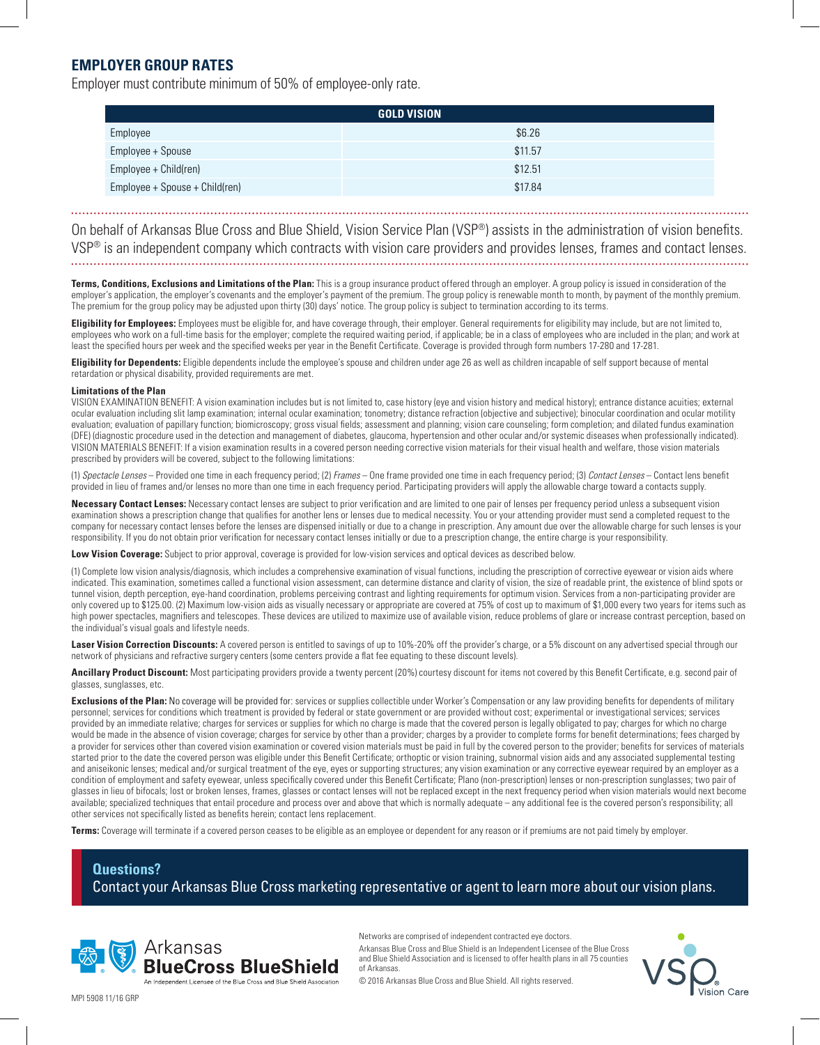## EMPLOYER GROUP RATES

Employer must contribute minimum of 50% of employee-only rate.

| GOLD VISION | |
|---|---|
| Employee | $6.26 |
| Employee + Spouse | $11.57 |
| Employee + Child(ren) | $12.51 |
| Employee + Spouse + Child(ren) | $17.84 |

On behalf of Arkansas Blue Cross and Blue Shield, Vision Service Plan (VSP®) assists in the administration of vision benefits. VSP® is an independent company which contracts with vision care providers and provides lenses, frames and contact lenses.

**Terms, Conditions, Exclusions and Limitations of the Plan:** This is a group insurance product offered through an employer. A group policy is issued in consideration of the employer's application, the employer's covenants and the employer's payment of the premium. The group policy is renewable month to month, by payment of the monthly premium. The premium for the group policy may be adjusted upon thirty (30) days' notice. The group policy is subject to termination according to its terms.

**Eligibility for Employees:** Employees must be eligible for, and have coverage through, their employer. General requirements for eligibility may include, but are not limited to, employees who work on a full-time basis for the employer; complete the required waiting period, if applicable; be in a class of employees who are included in the plan; and work at least the specified hours per week and the specified weeks per year in the Benefit Certificate. Coverage is provided through form numbers 17-280 and 17-281.

**Eligibility for Dependents:** Eligible dependents include the employee's spouse and children under age 26 as well as children incapable of self support because of mental retardation or physical disability, provided requirements are met.

**Limitations of the Plan**

VISION EXAMINATION BENEFIT: A vision examination includes but is not limited to, case history (eye and vision history and medical history); entrance distance acuities; external ocular evaluation including slit lamp examination; internal ocular examination; tonometry; distance refraction (objective and subjective); binocular coordination and ocular motility evaluation; evaluation of papillary function; biomicroscopy; gross visual fields; assessment and planning; vision care counseling; form completion; and dilated fundus examination (DFE) (diagnostic procedure used in the detection and management of diabetes, glaucoma, hypertension and other ocular and/or systemic diseases when professionally indicated). VISION MATERIALS BENEFIT: If a vision examination results in a covered person needing corrective vision materials for their visual health and welfare, those vision materials prescribed by providers will be covered, subject to the following limitations:

(1) *Spectacle Lenses* – Provided one time in each frequency period; (2) *Frames* – One frame provided one time in each frequency period; (3) *Contact Lenses* – Contact lens benefit provided in lieu of frames and/or lenses no more than one time in each frequency period. Participating providers will apply the allowable charge toward a contacts supply.

**Necessary Contact Lenses:** Necessary contact lenses are subject to prior verification and are limited to one pair of lenses per frequency period unless a subsequent vision examination shows a prescription change that qualifies for another lens or lenses due to medical necessity. You or your attending provider must send a completed request to the company for necessary contact lenses before the lenses are dispensed initially or due to a change in prescription. Any amount due over the allowable charge for such lenses is your responsibility. If you do not obtain prior verification for necessary contact lenses initially or due to a prescription change, the entire charge is your responsibility.

**Low Vision Coverage:** Subject to prior approval, coverage is provided for low-vision services and optical devices as described below.

(1) Complete low vision analysis/diagnosis, which includes a comprehensive examination of visual functions, including the prescription of corrective eyewear or vision aids where indicated. This examination, sometimes called a functional vision assessment, can determine distance and clarity of vision, the size of readable print, the existence of blind spots or tunnel vision, depth perception, eye-hand coordination, problems perceiving contrast and lighting requirements for optimum vision. Services from a non-participating provider are only covered up to $125.00. (2) Maximum low-vision aids as visually necessary or appropriate are covered at 75% of cost up to maximum of $1,000 every two years for items such as high power spectacles, magnifiers and telescopes. These devices are utilized to maximize use of available vision, reduce problems of glare or increase contrast perception, based on the individual's visual goals and lifestyle needs.

**Laser Vision Correction Discounts:** A covered person is entitled to savings of up to 10%-20% off the provider's charge, or a 5% discount on any advertised special through our network of physicians and refractive surgery centers (some centers provide a flat fee equating to these discount levels).

**Ancillary Product Discount:** Most participating providers provide a twenty percent (20%) courtesy discount for items not covered by this Benefit Certificate, e.g. second pair of glasses, sunglasses, etc.

**Exclusions of the Plan:** No coverage will be provided for: services or supplies collectible under Worker's Compensation or any law providing benefits for dependents of military personnel; services for conditions which treatment is provided by federal or state government or are provided without cost; experimental or investigational services; services provided by an immediate relative; charges for services or supplies for which no charge is made that the covered person is legally obligated to pay; charges for which no charge would be made in the absence of vision coverage; charges for service by other than a provider; charges by a provider to complete forms for benefit determinations; fees charged by a provider for services other than covered vision examination or covered vision materials must be paid in full by the covered person to the provider; benefits for services of materials started prior to the date the covered person was eligible under this Benefit Certificate; orthoptic or vision training, subnormal vision aids and any associated supplemental testing and aniseikonic lenses; medical and/or surgical treatment of the eye, eyes or supporting structures; any vision examination or any corrective eyewear required by an employer as a condition of employment and safety eyewear, unless specifically covered under this Benefit Certificate; Plano (non-prescription) lenses or non-prescription sunglasses; two pair of glasses in lieu of bifocals; lost or broken lenses, frames, glasses or contact lenses will not be replaced except in the next frequency period when vision materials would next become available; specialized techniques that entail procedure and process over and above that which is normally adequate – any additional fee is the covered person's responsibility; all other services not specifically listed as benefits herein; contact lens replacement.

**Terms:** Coverage will terminate if a covered person ceases to be eligible as an employee or dependent for any reason or if premiums are not paid timely by employer.

### Questions?

Contact your Arkansas Blue Cross marketing representative or agent to learn more about our vision plans.

Arkansas BlueCross BlueShield

An Independent Licensee of the Blue Cross and Blue Shield Association

Networks are comprised of independent contracted eye doctors.

Arkansas Blue Cross and Blue Shield is an Independent Licensee of the Blue Cross and Blue Shield Association and is licensed to offer health plans in all 75 counties of Arkansas.

© 2016 Arkansas Blue Cross and Blue Shield. All rights reserved.

VSP® Vision Care

MPI 5908 11/16 GRP